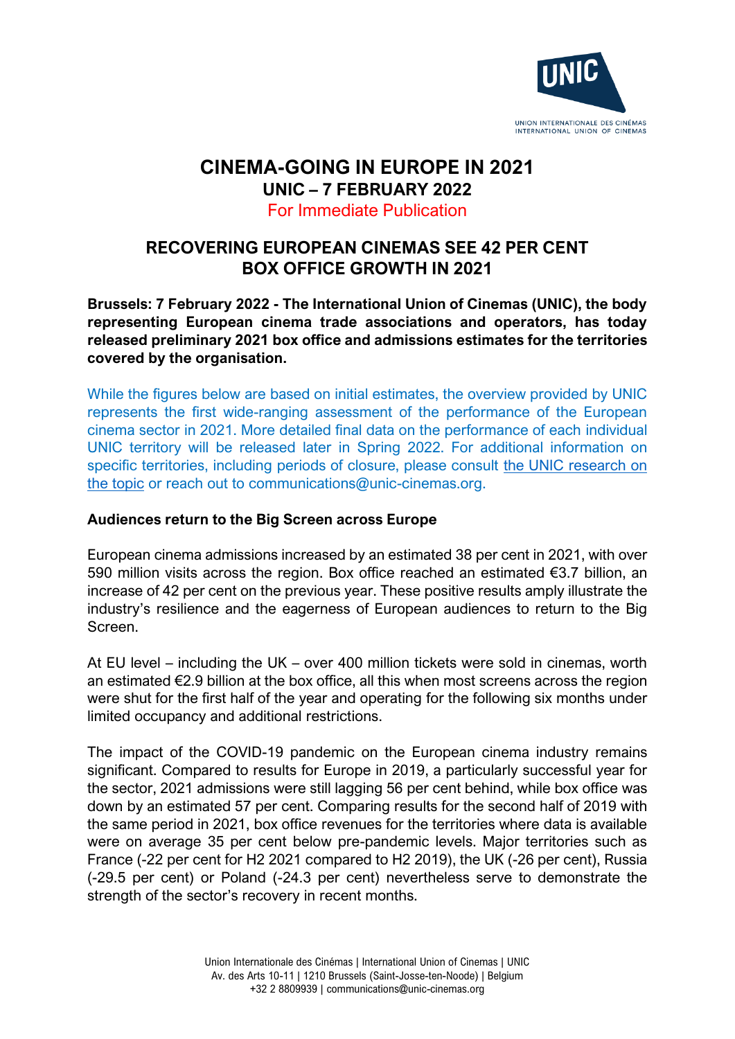# CINEMA-GOING IN EUROPE IN 2021

## UNIC – 7 FEBRUARY 2022

For Immediate Publication

## RECOVERING EUROPEAN CINEMAS SEE 42 PER CENT BOX OFFICE GROWTH IN 2021

**Brussels: 7 February 2022 - The International Union of Cinemas (UNIC), the body representing European cinema trade associations and operators, has today released preliminary 2021 box office and admissions estimates for the territories covered by the organisation.**

While the figures below are based on initial estimates, the overview provided by UNIC represents the first wide-ranging assessment of the performance of the European cinema sector in 2021. More detailed final data on the performance of each individual UNIC territory will be released later in Spring 2022. For additional information on specific territories, including periods of closure, please consult the UNIC research on the topic or reach out to communications@unic-cinemas.org.

### Audiences return to the Big Screen across Europe

European cinema admissions increased by an estimated 38 per cent in 2021, with over 590 million visits across the region. Box office reached an estimated €3.7 billion, an increase of 42 per cent on the previous year. These positive results amply illustrate the industry's resilience and the eagerness of European audiences to return to the Big Screen.

At EU level – including the UK – over 400 million tickets were sold in cinemas, worth an estimated €2.9 billion at the box office, all this when most screens across the region were shut for the first half of the year and operating for the following six months under limited occupancy and additional restrictions.

The impact of the COVID-19 pandemic on the European cinema industry remains significant. Compared to results for Europe in 2019, a particularly successful year for the sector, 2021 admissions were still lagging 56 per cent behind, while box office was down by an estimated 57 per cent. Comparing results for the second half of 2019 with the same period in 2021, box office revenues for the territories where data is available were on average 35 per cent below pre-pandemic levels. Major territories such as France (-22 per cent for H2 2021 compared to H2 2019), the UK (-26 per cent), Russia (-29.5 per cent) or Poland (-24.3 per cent) nevertheless serve to demonstrate the strength of the sector's recovery in recent months.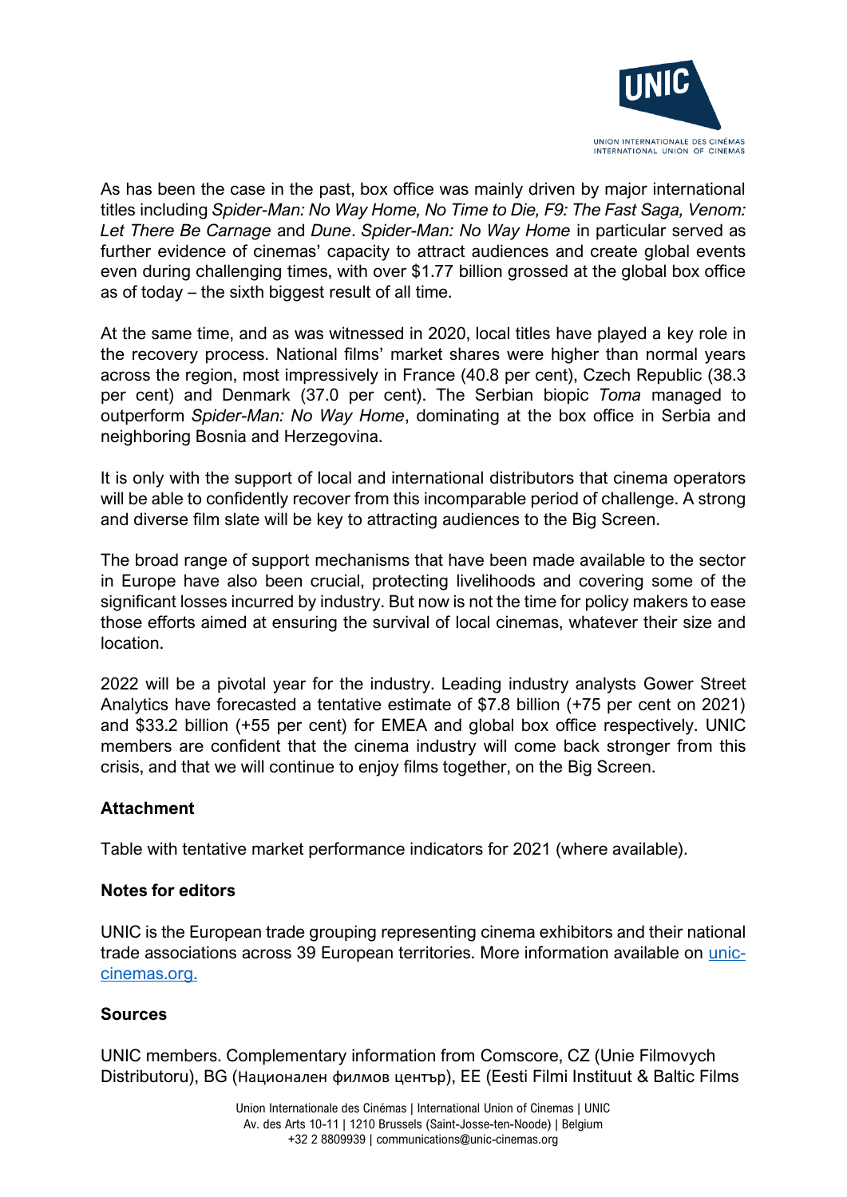As has been the case in the past, box office was mainly driven by major international titles including *Spider-Man: No Way Home, No Time to Die, F9: The Fast Saga, Venom: Let There Be Carnage* and *Dune*. *Spider-Man: No Way Home* in particular served as further evidence of cinemas' capacity to attract audiences and create global events even during challenging times, with over $1.77 billion grossed at the global box office as of today – the sixth biggest result of all time.

At the same time, and as was witnessed in 2020, local titles have played a key role in the recovery process. National films' market shares were higher than normal years across the region, most impressively in France (40.8 per cent), Czech Republic (38.3 per cent) and Denmark (37.0 per cent). The Serbian biopic *Toma* managed to outperform *Spider-Man: No Way Home*, dominating at the box office in Serbia and neighboring Bosnia and Herzegovina.

It is only with the support of local and international distributors that cinema operators will be able to confidently recover from this incomparable period of challenge. A strong and diverse film slate will be key to attracting audiences to the Big Screen.

The broad range of support mechanisms that have been made available to the sector in Europe have also been crucial, protecting livelihoods and covering some of the significant losses incurred by industry. But now is not the time for policy makers to ease those efforts aimed at ensuring the survival of local cinemas, whatever their size and location.

2022 will be a pivotal year for the industry. Leading industry analysts Gower Street Analytics have forecasted a tentative estimate of $7.8 billion (+75 per cent on 2021) and $33.2 billion (+55 per cent) for EMEA and global box office respectively. UNIC members are confident that the cinema industry will come back stronger from this crisis, and that we will continue to enjoy films together, on the Big Screen.

**Attachment**

Table with tentative market performance indicators for 2021 (where available).

**Notes for editors**

UNIC is the European trade grouping representing cinema exhibitors and their national trade associations across 39 European territories. More information available on [unic-cinemas.org.](unic-cinemas.org)

**Sources**

UNIC members. Complementary information from Comscore, CZ (Unie Filmovych Distributoru), BG (Национален филмов център), EE (Eesti Filmi Instituut & Baltic Films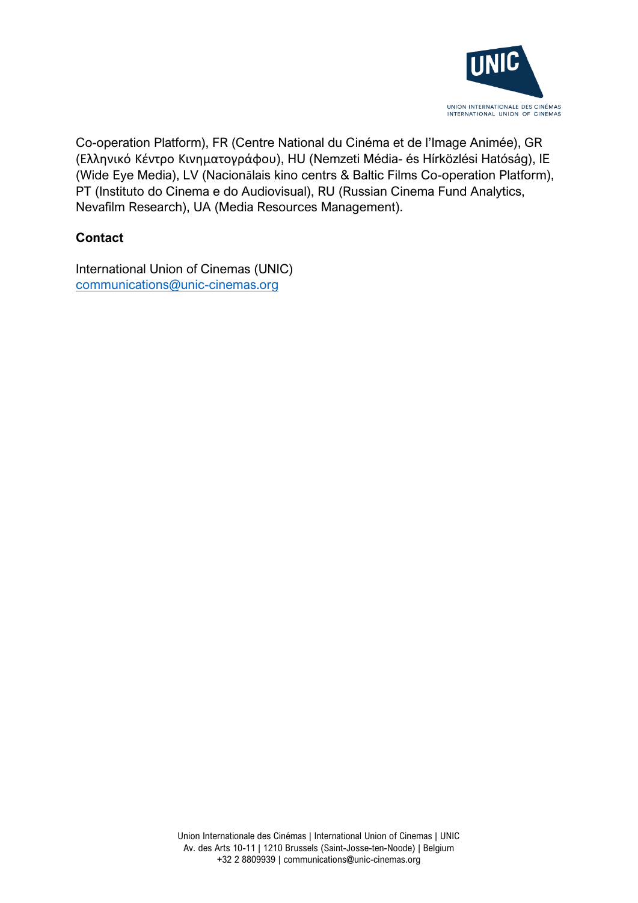Co-operation Platform), FR (Centre National du Cinéma et de l'Image Animée), GR (Ελληνικό Κέντρο Κινηματογράφου), HU (Nemzeti Média- és Hírközlési Hatóság), IE (Wide Eye Media), LV (Nacionālais kino centrs & Baltic Films Co-operation Platform), PT (Instituto do Cinema e do Audiovisual), RU (Russian Cinema Fund Analytics, Nevafilm Research), UA (Media Resources Management).

**Contact**

International Union of Cinemas (UNIC)
communications@unic-cinemas.org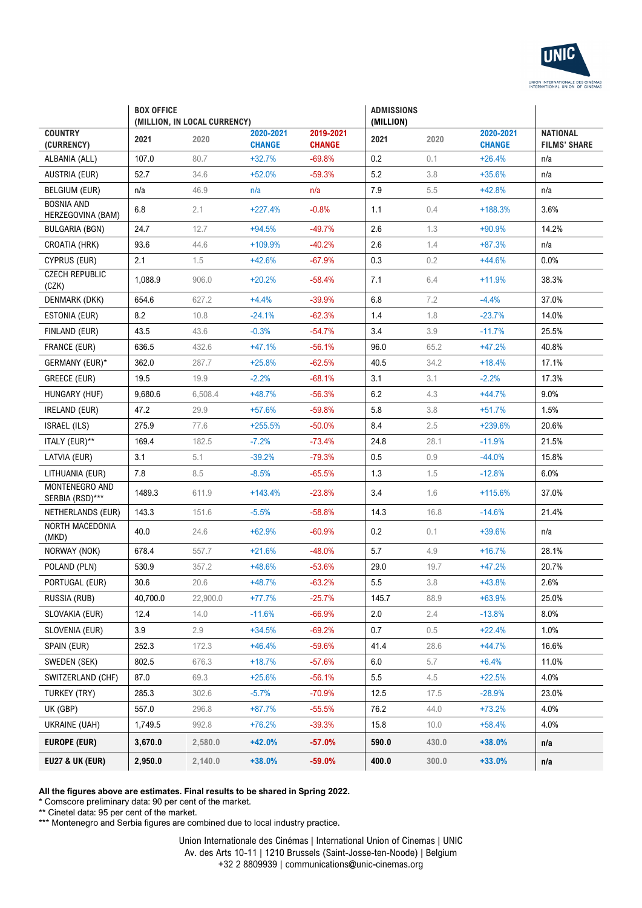| | BOX OFFICE (MILLION, IN LOCAL CURRENCY) | | | | ADMISSIONS (MILLION) | | | |
|---|---|---|---|---|---|---|---|---|
| COUNTRY (CURRENCY) | 2021 | 2020 | 2020-2021 CHANGE | 2019-2021 CHANGE | 2021 | 2020 | 2020-2021 CHANGE | NATIONAL FILMS' SHARE |
| ALBANIA (ALL) | 107.0 | 80.7 | +32.7% | -69.8% | 0.2 | 0.1 | +26.4% | n/a |
| AUSTRIA (EUR) | 52.7 | 34.6 | +52.0% | -59.3% | 5.2 | 3.8 | +35.6% | n/a |
| BELGIUM (EUR) | n/a | 46.9 | n/a | n/a | 7.9 | 5.5 | +42.8% | n/a |
| BOSNIA AND HERZEGOVINA (BAM) | 6.8 | 2.1 | +227.4% | -0.8% | 1.1 | 0.4 | +188.3% | 3.6% |
| BULGARIA (BGN) | 24.7 | 12.7 | +94.5% | -49.7% | 2.6 | 1.3 | +90.9% | 14.2% |
| CROATIA (HRK) | 93.6 | 44.6 | +109.9% | -40.2% | 2.6 | 1.4 | +87.3% | n/a |
| CYPRUS (EUR) | 2.1 | 1.5 | +42.6% | -67.9% | 0.3 | 0.2 | +44.6% | 0.0% |
| CZECH REPUBLIC (CZK) | 1,088.9 | 906.0 | +20.2% | -58.4% | 7.1 | 6.4 | +11.9% | 38.3% |
| DENMARK (DKK) | 654.6 | 627.2 | +4.4% | -39.9% | 6.8 | 7.2 | -4.4% | 37.0% |
| ESTONIA (EUR) | 8.2 | 10.8 | -24.1% | -62.3% | 1.4 | 1.8 | -23.7% | 14.0% |
| FINLAND (EUR) | 43.5 | 43.6 | -0.3% | -54.7% | 3.4 | 3.9 | -11.7% | 25.5% |
| FRANCE (EUR) | 636.5 | 432.6 | +47.1% | -56.1% | 96.0 | 65.2 | +47.2% | 40.8% |
| GERMANY (EUR)* | 362.0 | 287.7 | +25.8% | -62.5% | 40.5 | 34.2 | +18.4% | 17.1% |
| GREECE (EUR) | 19.5 | 19.9 | -2.2% | -68.1% | 3.1 | 3.1 | -2.2% | 17.3% |
| HUNGARY (HUF) | 9,680.6 | 6,508.4 | +48.7% | -56.3% | 6.2 | 4.3 | +44.7% | 9.0% |
| IRELAND (EUR) | 47.2 | 29.9 | +57.6% | -59.8% | 5.8 | 3.8 | +51.7% | 1.5% |
| ISRAEL (ILS) | 275.9 | 77.6 | +255.5% | -50.0% | 8.4 | 2.5 | +239.6% | 20.6% |
| ITALY (EUR)** | 169.4 | 182.5 | -7.2% | -73.4% | 24.8 | 28.1 | -11.9% | 21.5% |
| LATVIA (EUR) | 3.1 | 5.1 | -39.2% | -79.3% | 0.5 | 0.9 | -44.0% | 15.8% |
| LITHUANIA (EUR) | 7.8 | 8.5 | -8.5% | -65.5% | 1.3 | 1.5 | -12.8% | 6.0% |
| MONTENEGRO AND SERBIA (RSD)*** | 1489.3 | 611.9 | +143.4% | -23.8% | 3.4 | 1.6 | +115.6% | 37.0% |
| NETHERLANDS (EUR) | 143.3 | 151.6 | -5.5% | -58.8% | 14.3 | 16.8 | -14.6% | 21.4% |
| NORTH MACEDONIA (MKD) | 40.0 | 24.6 | +62.9% | -60.9% | 0.2 | 0.1 | +39.6% | n/a |
| NORWAY (NOK) | 678.4 | 557.7 | +21.6% | -48.0% | 5.7 | 4.9 | +16.7% | 28.1% |
| POLAND (PLN) | 530.9 | 357.2 | +48.6% | -53.6% | 29.0 | 19.7 | +47.2% | 20.7% |
| PORTUGAL (EUR) | 30.6 | 20.6 | +48.7% | -63.2% | 5.5 | 3.8 | +43.8% | 2.6% |
| RUSSIA (RUB) | 40,700.0 | 22,900.0 | +77.7% | -25.7% | 145.7 | 88.9 | +63.9% | 25.0% |
| SLOVAKIA (EUR) | 12.4 | 14.0 | -11.6% | -66.9% | 2.0 | 2.4 | -13.8% | 8.0% |
| SLOVENIA (EUR) | 3.9 | 2.9 | +34.5% | -69.2% | 0.7 | 0.5 | +22.4% | 1.0% |
| SPAIN (EUR) | 252.3 | 172.3 | +46.4% | -59.6% | 41.4 | 28.6 | +44.7% | 16.6% |
| SWEDEN (SEK) | 802.5 | 676.3 | +18.7% | -57.6% | 6.0 | 5.7 | +6.4% | 11.0% |
| SWITZERLAND (CHF) | 87.0 | 69.3 | +25.6% | -56.1% | 5.5 | 4.5 | +22.5% | 4.0% |
| TURKEY (TRY) | 285.3 | 302.6 | -5.7% | -70.9% | 12.5 | 17.5 | -28.9% | 23.0% |
| UK (GBP) | 557.0 | 296.8 | +87.7% | -55.5% | 76.2 | 44.0 | +73.2% | 4.0% |
| UKRAINE (UAH) | 1,749.5 | 992.8 | +76.2% | -39.3% | 15.8 | 10.0 | +58.4% | 4.0% |
| **EUROPE (EUR)** | **3,670.0** | **2,580.0** | **+42.0%** | **-57.0%** | **590.0** | **430.0** | **+38.0%** | **n/a** |
| **EU27 & UK (EUR)** | **2,950.0** | **2,140.0** | **+38.0%** | **-59.0%** | **400.0** | **300.0** | **+33.0%** | **n/a** |

**All the figures above are estimates. Final results to be shared in Spring 2022.**

* Comscore preliminary data: 90 per cent of the market.

** Cinetel data: 95 per cent of the market.

*** Montenegro and Serbia figures are combined due to local industry practice.

Union Internationale des Cinémas | International Union of Cinemas | UNIC
Av. des Arts 10-11 | 1210 Brussels (Saint-Josse-ten-Noode) | Belgium
+32 2 8809939 | communications@unic-cinemas.org